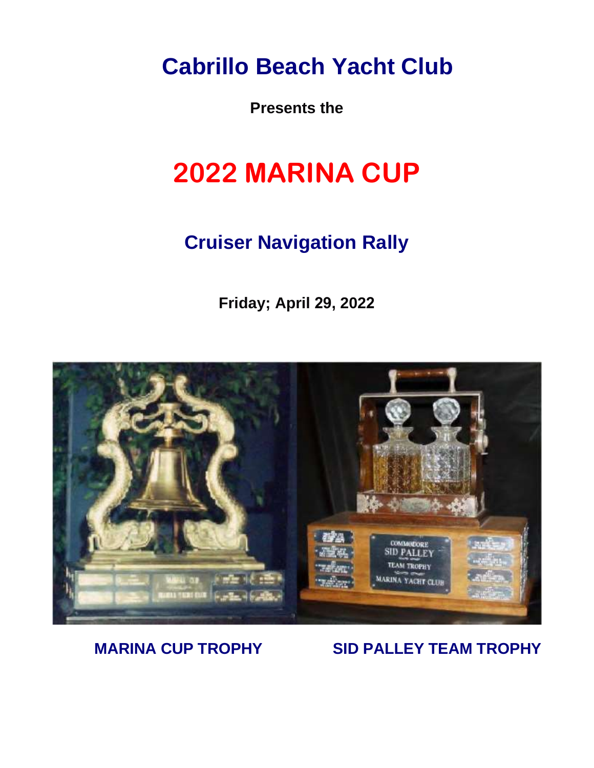# Cabrillo Beach Yacht Club

**Presents the**

# 2022 MARINA CUP

## Cruiser Navigation Rally

**Friday; April 29, 2022**

**MARINA CUP TROPHY** **SID PALLEY TEAM TROPHY**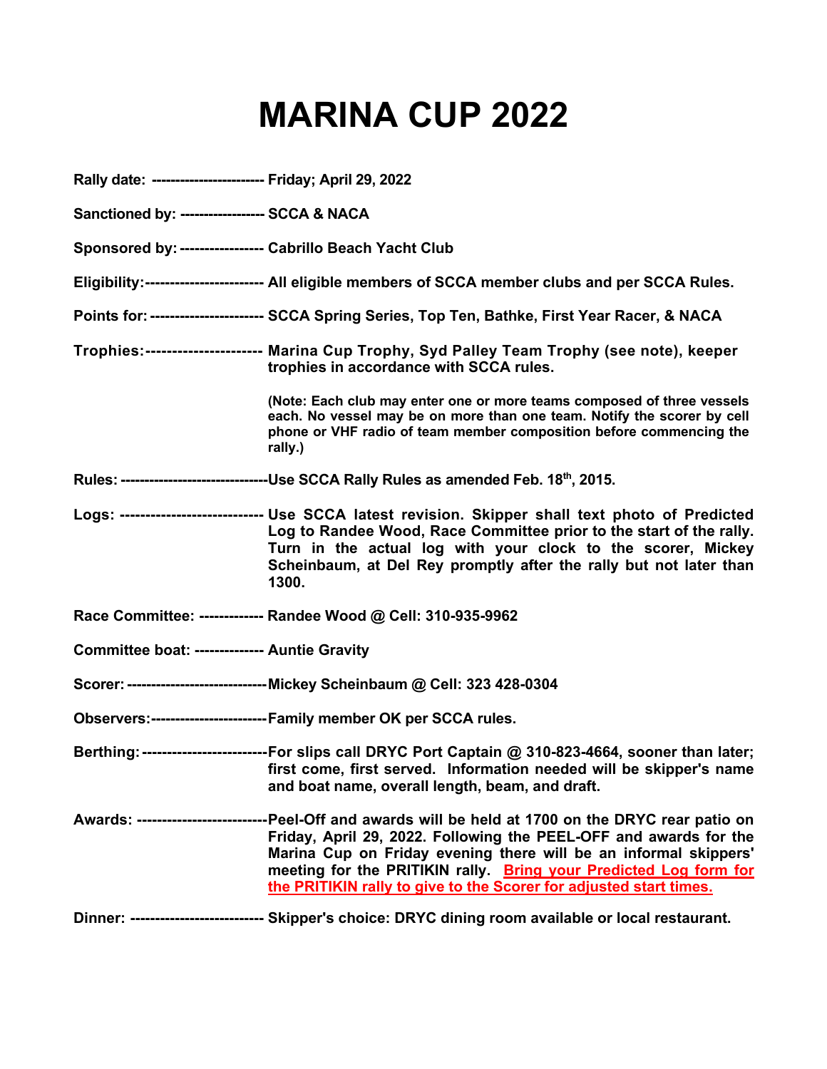# MARINA CUP 2022

**Rally date:** ----------------------- **Friday; April 29, 2022**

**Sanctioned by:** ----------------- **SCCA & NACA**

**Sponsored by:** ----------------- **Cabrillo Beach Yacht Club**

**Eligibility:**----------------------- **All eligible members of SCCA member clubs and per SCCA Rules.**

**Points for:** ---------------------- **SCCA Spring Series, Top Ten, Bathke, First Year Racer, & NACA**

**Trophies:**---------------------- **Marina Cup Trophy, Syd Palley Team Trophy (see note), keeper trophies in accordance with SCCA rules.**

**(Note: Each club may enter one or more teams composed of three vessels each. No vessel may be on more than one team. Notify the scorer by cell phone or VHF radio of team member composition before commencing the rally.)**

**Rules:** ------------------------------**Use SCCA Rally Rules as amended Feb. 18th, 2015.**

**Logs:** ---------------------------- **Use SCCA latest revision. Skipper shall text photo of Predicted Log to Randee Wood, Race Committee prior to the start of the rally. Turn in the actual log with your clock to the scorer, Mickey Scheinbaum, at Del Rey promptly after the rally but not later than 1300.**

**Race Committee:** ------------- **Randee Wood @ Cell: 310-935-9962**

**Committee boat:** ------------- **Auntie Gravity**

**Scorer:** ----------------------------**Mickey Scheinbaum @ Cell: 323 428-0304**

**Observers:**-----------------------**Family member OK per SCCA rules.**

**Berthing:** ------------------------**For slips call DRYC Port Captain @ 310-823-4664, sooner than later; first come, first served. Information needed will be skipper's name and boat name, overall length, beam, and draft.**

**Awards:** -------------------------**Peel-Off and awards will be held at 1700 on the DRYC rear patio on Friday, April 29, 2022. Following the PEEL-OFF and awards for the Marina Cup on Friday evening there will be an informal skippers' meeting for the PRITIKIN rally. Bring your Predicted Log form for the PRITIKIN rally to give to the Scorer for adjusted start times.**

**Dinner:** -------------------------- **Skipper's choice: DRYC dining room available or local restaurant.**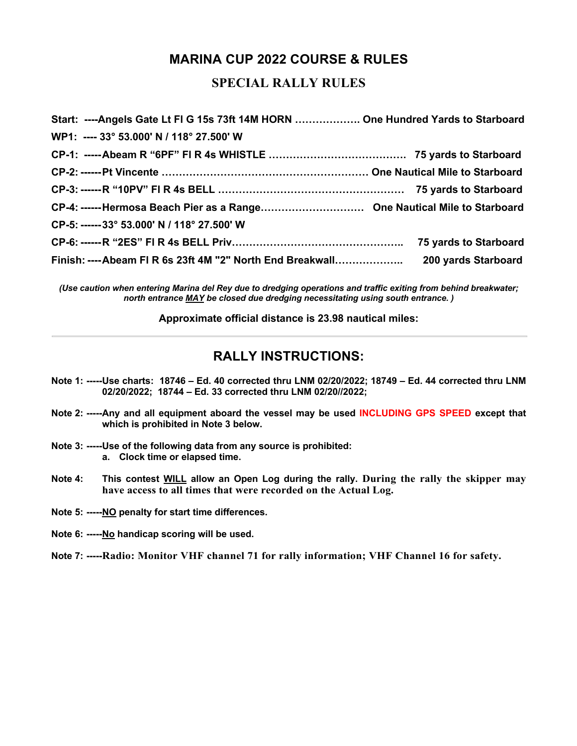# MARINA CUP 2022 COURSE & RULES

## SPECIAL RALLY RULES

**Start: ----Angels Gate Lt Fl G 15s 73ft 14M HORN ………………. One Hundred Yards to Starboard**

**WP1: ---- 33° 53.000' N / 118° 27.500' W**

**CP-1: -----Abeam R "6PF" Fl R 4s WHISTLE ………………………………… 75 yards to Starboard**

**CP-2: ------Pt Vincente …………………………………………………… One Nautical Mile to Starboard**

**CP-3: ------R "10PV" Fl R 4s BELL ……………………………………………… 75 yards to Starboard**

**CP-4: ------Hermosa Beach Pier as a Range………………………… One Nautical Mile to Starboard**

**CP-5: ------33° 53.000' N / 118° 27.500' W**

**CP-6: ------R "2ES" Fl R 4s BELL Priv………………………………………….. 75 yards to Starboard**

**Finish: ----Abeam Fl R 6s 23ft 4M "2" North End Breakwall……………….. 200 yards Starboard**

***(Use caution when entering Marina del Rey due to dredging operations and traffic exiting from behind breakwater; north entrance <u>MAY</u> be closed due dredging necessitating using south entrance. )***

**Approximate official distance is 23.98 nautical miles:**

---

## RALLY INSTRUCTIONS:

**Note 1: -----Use charts: 18746 – Ed. 40 corrected thru LNM 02/20/2022; 18749 – Ed. 44 corrected thru LNM 02/20/2022; 18744 – Ed. 33 corrected thru LNM 02/20//2022;**

**Note 2: -----Any and all equipment aboard the vessel may be used INCLUDING GPS SPEED except that which is prohibited in Note 3 below.**

**Note 3: -----Use of the following data from any source is prohibited:**

**a. Clock time or elapsed time.**

**Note 4: This contest <u>WILL</u> allow an Open Log during the rally. During the rally the skipper may have access to all times that were recorded on the Actual Log.**

**Note 5: -----<u>NO</u> penalty for start time differences.**

**Note 6: -----<u>No</u> handicap scoring will be used.**

**Note 7: -----Radio: Monitor VHF channel 71 for rally information; VHF Channel 16 for safety.**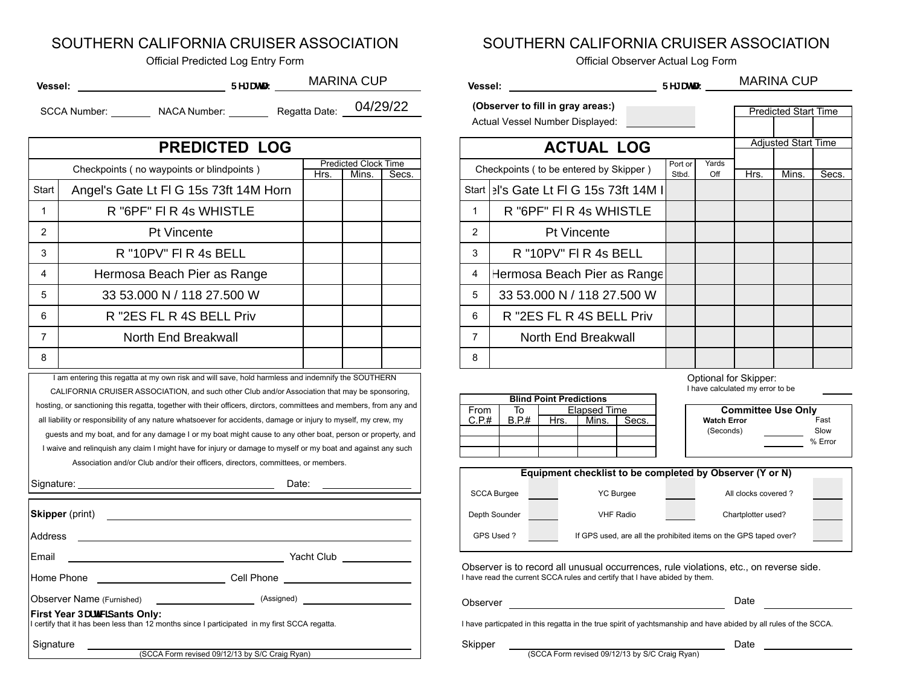# SOUTHERN CALIFORNIA CRUISER ASSOCIATION

Official Predicted Log Entry Form

**Vessel:** ______________________ **Regatta:** MARINA CUP

SCCA Number: ________ NACA Number: ________ Regatta Date: 04/29/22

| PREDICTED LOG | | Predicted Clock Time | | |
|---|---|---|---|---|
| Checkpoints ( no waypoints or blindpoints ) | | Hrs. | Mins. | Secs. |
| Start | Angel's Gate Lt Fl G 15s 73ft 14M Horn | | | |
| 1 | R "6PF" Fl R 4s WHISTLE | | | |
| 2 | Pt Vincente | | | |
| 3 | R "10PV" Fl R 4s BELL | | | |
| 4 | Hermosa Beach Pier as Range | | | |
| 5 | 33 53.000 N / 118 27.500 W | | | |
| 6 | R "2ES FL R 4S BELL Priv | | | |
| 7 | North End Breakwall | | | |
| 8 | | | | |

I am entering this regatta at my own risk and will save, hold harmless and indemnify the SOUTHERN CALIFORNIA CRUISER ASSOCIATION, and such other Club and/or Association that may be sponsoring, hosting, or sanctioning this regatta, together with their officers, dirctors, committees and members, from any and all liability or responsibility of any nature whatsoever for accidents, damage or injury to myself, my crew, my guests and my boat, and for any damage I or my boat might cause to any other boat, person or property, and I waive and relinquish any claim I might have for injury or damage to myself or my boat and against any such Association and/or Club and/or their officers, directors, committees, or members.

Signature: ______________________ Date: ____________

**Skipper** (print) ______________________

Address ______________________

Email ______________________ Yacht Club ____________

Home Phone ____________ Cell Phone ____________

Observer Name (Furnished) ____________ (Assigned) ____________

**First Year Participants Only:**
I certify that it has been less than 12 months since I participated in my first SCCA regatta.

Signature ______________________

(SCCA Form revised 09/12/13 by S/C Craig Ryan)

# SOUTHERN CALIFORNIA CRUISER ASSOCIATION

Official Observer Actual Log Form

**Vessel:** ______________________ **Regatta:** MARINA CUP

**(Observer to fill in gray areas:)**

Actual Vessel Number Displayed: ____________

| Predicted Start Time | | |
|---|---|---|
| | | |
| **Adjusted Start Time** | | |
| | | |

| ACTUAL LOG | | | | | | |
|---|---|---|---|---|---|---|
| Checkpoints ( to be entered by Skipper ) | | Port or Stbd. | Yards Off | Hrs. | Mins. | Secs. |
| Start | el's Gate Lt Fl G 15s 73ft 14M I | | | | | |
| 1 | R "6PF" Fl R 4s WHISTLE | | | | | |
| 2 | Pt Vincente | | | | | |
| 3 | R "10PV" Fl R 4s BELL | | | | | |
| 4 | Hermosa Beach Pier as Range | | | | | |
| 5 | 33 53.000 N / 118 27.500 W | | | | | |
| 6 | R "2ES FL R 4S BELL Priv | | | | | |
| 7 | North End Breakwall | | | | | |
| 8 | | | | | | |

Optional for Skipper:
I have calculated my error to be ________

| Blind Point Predictions | | | | |
|---|---|---|---|---|
| From | To | Elapsed Time | | |
| C.P.# | B.P.# | Hrs. | Mins. | Secs. |
| | | | | |
| | | | | |
| | | | | |

**Committee Use Only**

**Watch Error** (Seconds) ________ Fast / Slow

________ % Error

| Equipment checklist to be completed by Observer (Y or N) | | | | | |
|---|---|---|---|---|---|
| SCCA Burgee | | YC Burgee | | All clocks covered ? | |
| Depth Sounder | | VHF Radio | | Chartplotter used? | |
| GPS Used ? | | If GPS used, are all the prohibited items on the GPS taped over? | | | |

Observer is to record all unusual occurrences, rule violations, etc., on reverse side.
I have read the current SCCA rules and certify that I have abided by them.

Observer ______________________ Date ____________

I have particpated in this regatta in the true spirit of yachtsmanship and have abided by all rules of the SCCA.

Skipper ______________________ Date ____________

(SCCA Form revised 09/12/13 by S/C Craig Ryan)